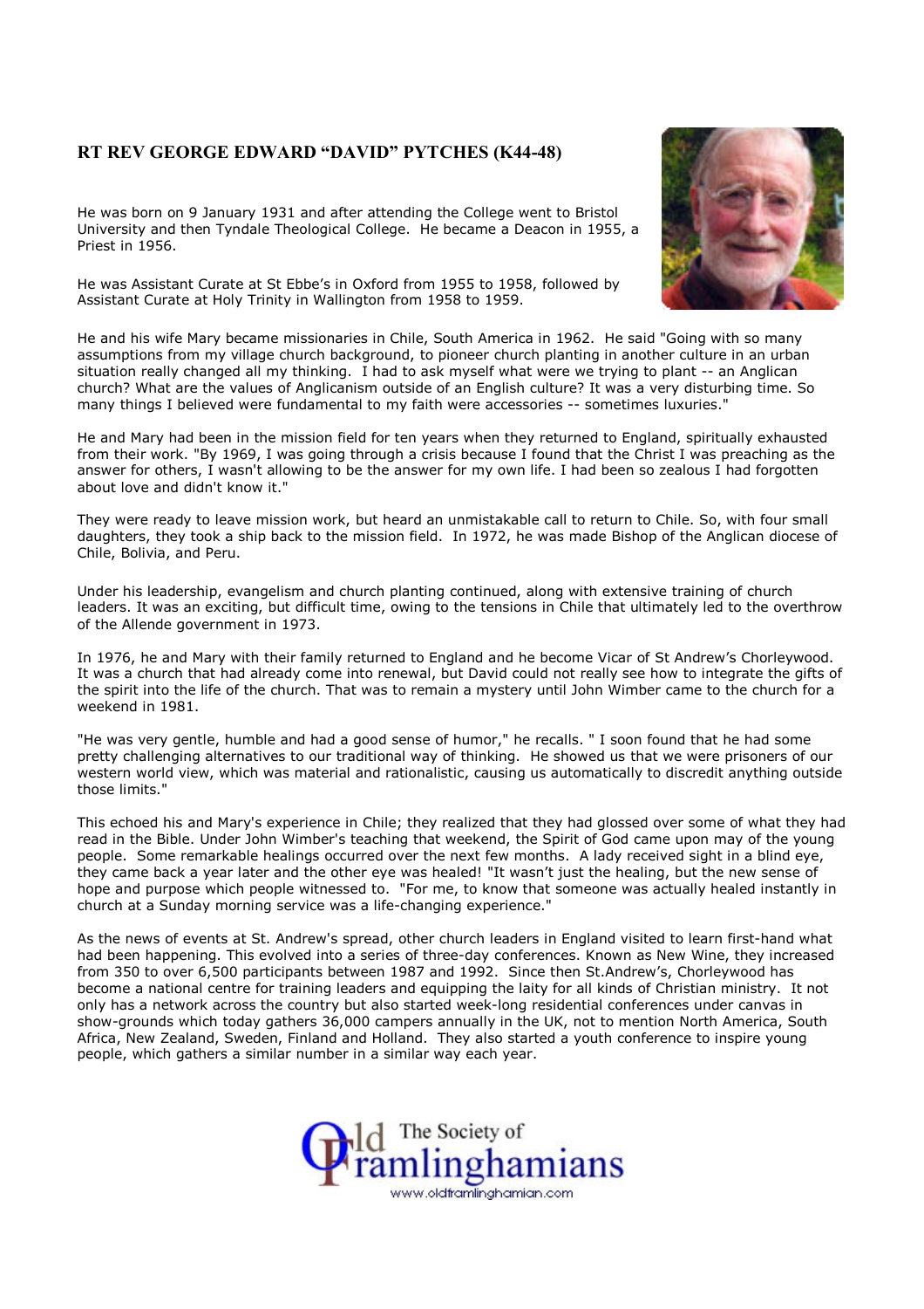# RT REV GEORGE EDWARD "DAVID" PYTCHES (K44-48)

He was born on 9 January 1931 and after attending the College went to Bristol University and then Tyndale Theological College. He became a Deacon in 1955, a Priest in 1956.

He was Assistant Curate at St Ebbe's in Oxford from 1955 to 1958, followed by Assistant Curate at Holy Trinity in Wallington from 1958 to 1959.

He and his wife Mary became missionaries in Chile, South America in 1962. He said "Going with so many assumptions from my village church background, to pioneer church planting in another culture in an urban situation really changed all my thinking. I had to ask myself what were we trying to plant -- an Anglican church? What are the values of Anglicanism outside of an English culture? It was a very disturbing time. So many things I believed were fundamental to my faith were accessories -- sometimes luxuries."

He and Mary had been in the mission field for ten years when they returned to England, spiritually exhausted from their work. "By 1969, I was going through a crisis because I found that the Christ I was preaching as the answer for others, I wasn't allowing to be the answer for my own life. I had been so zealous I had forgotten about love and didn't know it."

They were ready to leave mission work, but heard an unmistakable call to return to Chile. So, with four small daughters, they took a ship back to the mission field. In 1972, he was made Bishop of the Anglican diocese of Chile, Bolivia, and Peru.

Under his leadership, evangelism and church planting continued, along with extensive training of church leaders. It was an exciting, but difficult time, owing to the tensions in Chile that ultimately led to the overthrow of the Allende government in 1973.

In 1976, he and Mary with their family returned to England and he become Vicar of St Andrew's Chorleywood. It was a church that had already come into renewal, but David could not really see how to integrate the gifts of the spirit into the life of the church. That was to remain a mystery until John Wimber came to the church for a weekend in 1981.

"He was very gentle, humble and had a good sense of humor," he recalls. " I soon found that he had some pretty challenging alternatives to our traditional way of thinking. He showed us that we were prisoners of our western world view, which was material and rationalistic, causing us automatically to discredit anything outside those limits."

This echoed his and Mary's experience in Chile; they realized that they had glossed over some of what they had read in the Bible. Under John Wimber's teaching that weekend, the Spirit of God came upon may of the young people. Some remarkable healings occurred over the next few months. A lady received sight in a blind eye, they came back a year later and the other eye was healed! "It wasn't just the healing, but the new sense of hope and purpose which people witnessed to. "For me, to know that someone was actually healed instantly in church at a Sunday morning service was a life-changing experience."

As the news of events at St. Andrew's spread, other church leaders in England visited to learn first-hand what had been happening. This evolved into a series of three-day conferences. Known as New Wine, they increased from 350 to over 6,500 participants between 1987 and 1992. Since then St.Andrew's, Chorleywood has become a national centre for training leaders and equipping the laity for all kinds of Christian ministry. It not only has a network across the country but also started week-long residential conferences under canvas in show-grounds which today gathers 36,000 campers annually in the UK, not to mention North America, South Africa, New Zealand, Sweden, Finland and Holland. They also started a youth conference to inspire young people, which gathers a similar number in a similar way each year.

Old Framlinghamians — The Society of
www.oldframlinghamian.com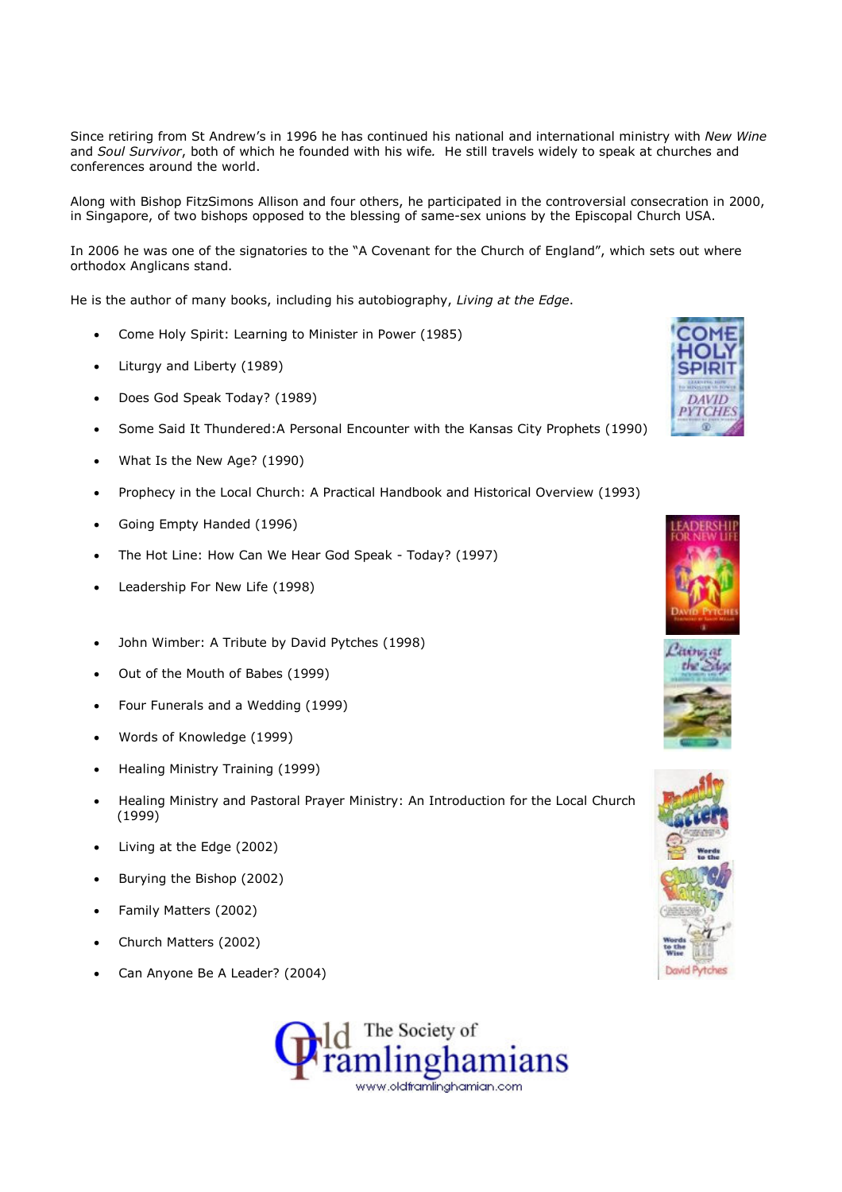Since retiring from St Andrew's in 1996 he has continued his national and international ministry with *New Wine* and *Soul Survivor*, both of which he founded with his wife. He still travels widely to speak at churches and conferences around the world.

Along with Bishop FitzSimons Allison and four others, he participated in the controversial consecration in 2000, in Singapore, of two bishops opposed to the blessing of same-sex unions by the Episcopal Church USA.

In 2006 he was one of the signatories to the "A Covenant for the Church of England", which sets out where orthodox Anglicans stand.

He is the author of many books, including his autobiography, *Living at the Edge*.

- Come Holy Spirit: Learning to Minister in Power (1985)
- Liturgy and Liberty (1989)
- Does God Speak Today? (1989)
- Some Said It Thundered:A Personal Encounter with the Kansas City Prophets (1990)
- What Is the New Age? (1990)
- Prophecy in the Local Church: A Practical Handbook and Historical Overview (1993)
- Going Empty Handed (1996)
- The Hot Line: How Can We Hear God Speak - Today? (1997)
- Leadership For New Life (1998)
- John Wimber: A Tribute by David Pytches (1998)
- Out of the Mouth of Babes (1999)
- Four Funerals and a Wedding (1999)
- Words of Knowledge (1999)
- Healing Ministry Training (1999)
- Healing Ministry and Pastoral Prayer Ministry: An Introduction for the Local Church (1999)
- Living at the Edge (2002)
- Burying the Bishop (2002)
- Family Matters (2002)
- Church Matters (2002)
- Can Anyone Be A Leader? (2004)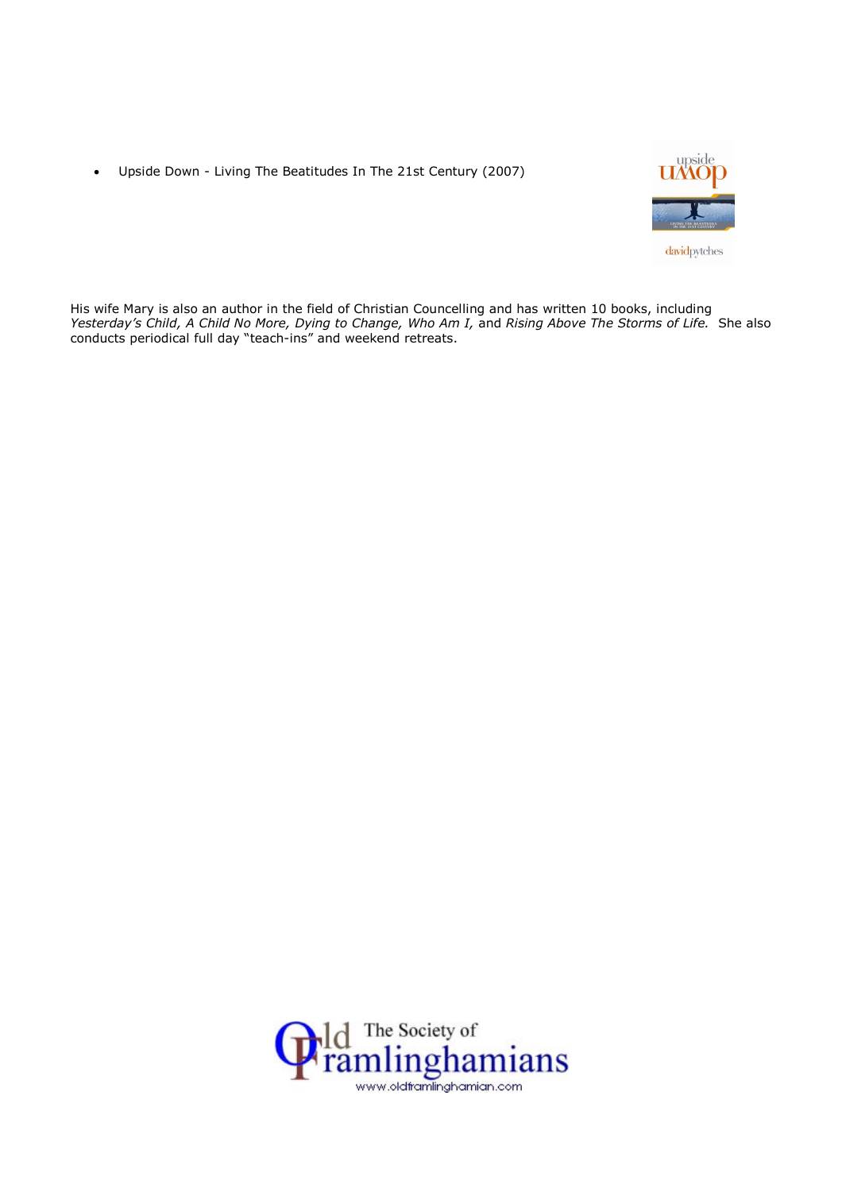- Upside Down - Living The Beatitudes In The 21st Century (2007)

His wife Mary is also an author in the field of Christian Councelling and has written 10 books, including *Yesterday's Child, A Child No More, Dying to Change, Who Am I,* and *Rising Above The Storms of Life.* She also conducts periodical full day "teach-ins" and weekend retreats.